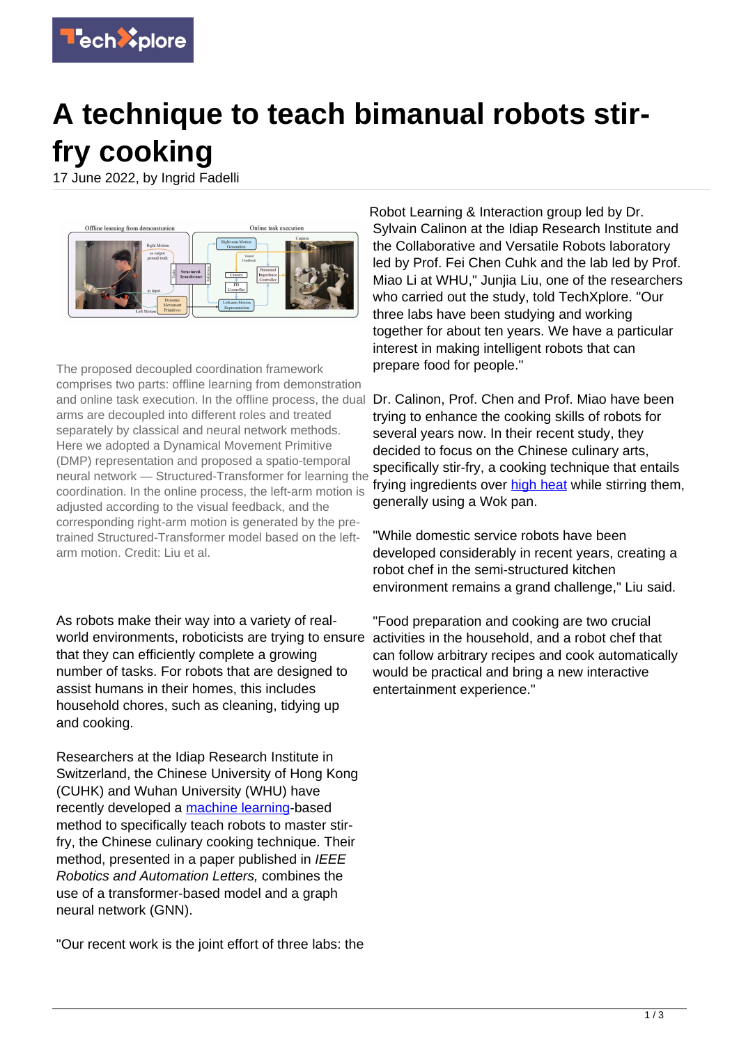# A technique to teach bimanual robots stir-fry cooking

17 June 2022, by Ingrid Fadelli

The proposed decoupled coordination framework comprises two parts: offline learning from demonstration and online task execution. In the offline process, the dual arms are decoupled into different roles and treated separately by classical and neural network methods. Here we adopted a Dynamical Movement Primitive (DMP) representation and proposed a spatio-temporal neural network — Structured-Transformer for learning the coordination. In the online process, the left-arm motion is adjusted according to the visual feedback, and the corresponding right-arm motion is generated by the pre-trained Structured-Transformer model based on the left-arm motion. Credit: Liu et al.

As robots make their way into a variety of real-world environments, roboticists are trying to ensure that they can efficiently complete a growing number of tasks. For robots that are designed to assist humans in their homes, this includes household chores, such as cleaning, tidying up and cooking.

Researchers at the Idiap Research Institute in Switzerland, the Chinese University of Hong Kong (CUHK) and Wuhan University (WHU) have recently developed a machine learning-based method to specifically teach robots to master stir-fry, the Chinese culinary cooking technique. Their method, presented in a paper published in *IEEE Robotics and Automation Letters,* combines the use of a transformer-based model and a graph neural network (GNN).

"Our recent work is the joint effort of three labs: the Robot Learning & Interaction group led by Dr. Sylvain Calinon at the Idiap Research Institute and the Collaborative and Versatile Robots laboratory led by Prof. Fei Chen Cuhk and the lab led by Prof. Miao Li at WHU," Junjia Liu, one of the researchers who carried out the study, told TechXplore. "Our three labs have been studying and working together for about ten years. We have a particular interest in making intelligent robots that can prepare food for people."

Dr. Calinon, Prof. Chen and Prof. Miao have been trying to enhance the cooking skills of robots for several years now. In their recent study, they decided to focus on the Chinese culinary arts, specifically stir-fry, a cooking technique that entails frying ingredients over high heat while stirring them, generally using a Wok pan.

"While domestic service robots have been developed considerably in recent years, creating a robot chef in the semi-structured kitchen environment remains a grand challenge," Liu said.

"Food preparation and cooking are two crucial activities in the household, and a robot chef that can follow arbitrary recipes and cook automatically would be practical and bring a new interactive entertainment experience."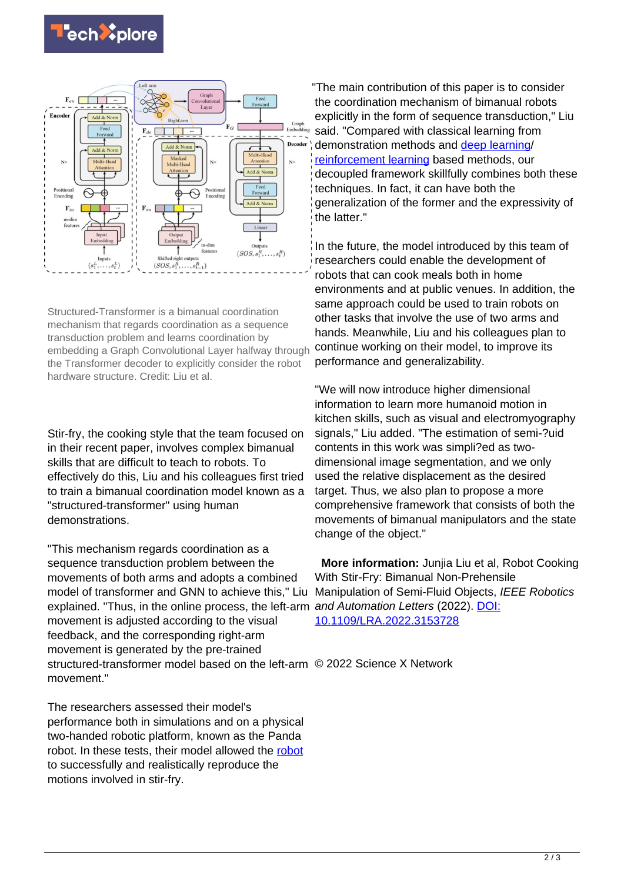Structured-Transformer is a bimanual coordination mechanism that regards coordination as a sequence transduction problem and learns coordination by embedding a Graph Convolutional Layer halfway through the Transformer decoder to explicitly consider the robot hardware structure. Credit: Liu et al.

Stir-fry, the cooking style that the team focused on in their recent paper, involves complex bimanual skills that are difficult to teach to robots. To effectively do this, Liu and his colleagues first tried to train a bimanual coordination model known as a "structured-transformer" using human demonstrations.

"This mechanism regards coordination as a sequence transduction problem between the movements of both arms and adopts a combined model of transformer and GNN to achieve this," Liu explained. "Thus, in the online process, the left-arm movement is adjusted according to the visual feedback, and the corresponding right-arm movement is generated by the pre-trained structured-transformer model based on the left-arm movement."

The researchers assessed their model's performance both in simulations and on a physical two-handed robotic platform, known as the Panda robot. In these tests, their model allowed the robot to successfully and realistically reproduce the motions involved in stir-fry.

"The main contribution of this paper is to consider the coordination mechanism of bimanual robots explicitly in the form of sequence transduction," Liu said. "Compared with classical learning from demonstration methods and deep learning/reinforcement learning based methods, our decoupled framework skillfully combines both these techniques. In fact, it can have both the generalization of the former and the expressivity of the latter."

In the future, the model introduced by this team of researchers could enable the development of robots that can cook meals both in home environments and at public venues. In addition, the same approach could be used to train robots on other tasks that involve the use of two arms and hands. Meanwhile, Liu and his colleagues plan to continue working on their model, to improve its performance and generalizability.

"We will now introduce higher dimensional information to learn more humanoid motion in kitchen skills, such as visual and electromyography signals," Liu added. "The estimation of semi-?uid contents in this work was simpli?ed as two-dimensional image segmentation, and we only used the relative displacement as the desired target. Thus, we also plan to propose a more comprehensive framework that consists of both the movements of bimanual manipulators and the state change of the object."

**More information:** Junjia Liu et al, Robot Cooking With Stir-Fry: Bimanual Non-Prehensile Manipulation of Semi-Fluid Objects, *IEEE Robotics and Automation Letters* (2022). DOI: 10.1109/LRA.2022.3153728

© 2022 Science X Network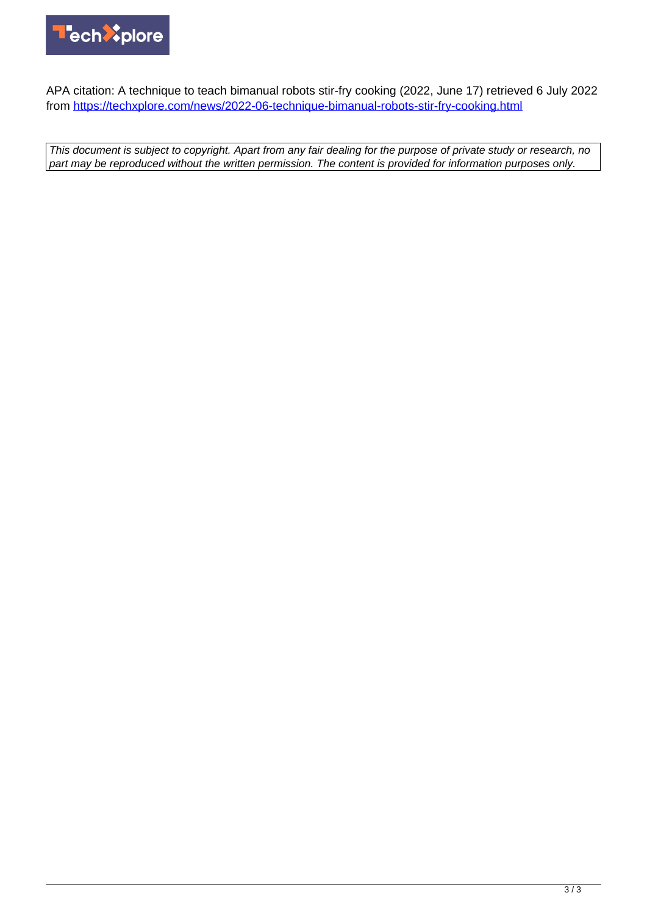APA citation: A technique to teach bimanual robots stir-fry cooking (2022, June 17) retrieved 6 July 2022 from https://techxplore.com/news/2022-06-technique-bimanual-robots-stir-fry-cooking.html

*This document is subject to copyright. Apart from any fair dealing for the purpose of private study or research, no part may be reproduced without the written permission. The content is provided for information purposes only.*